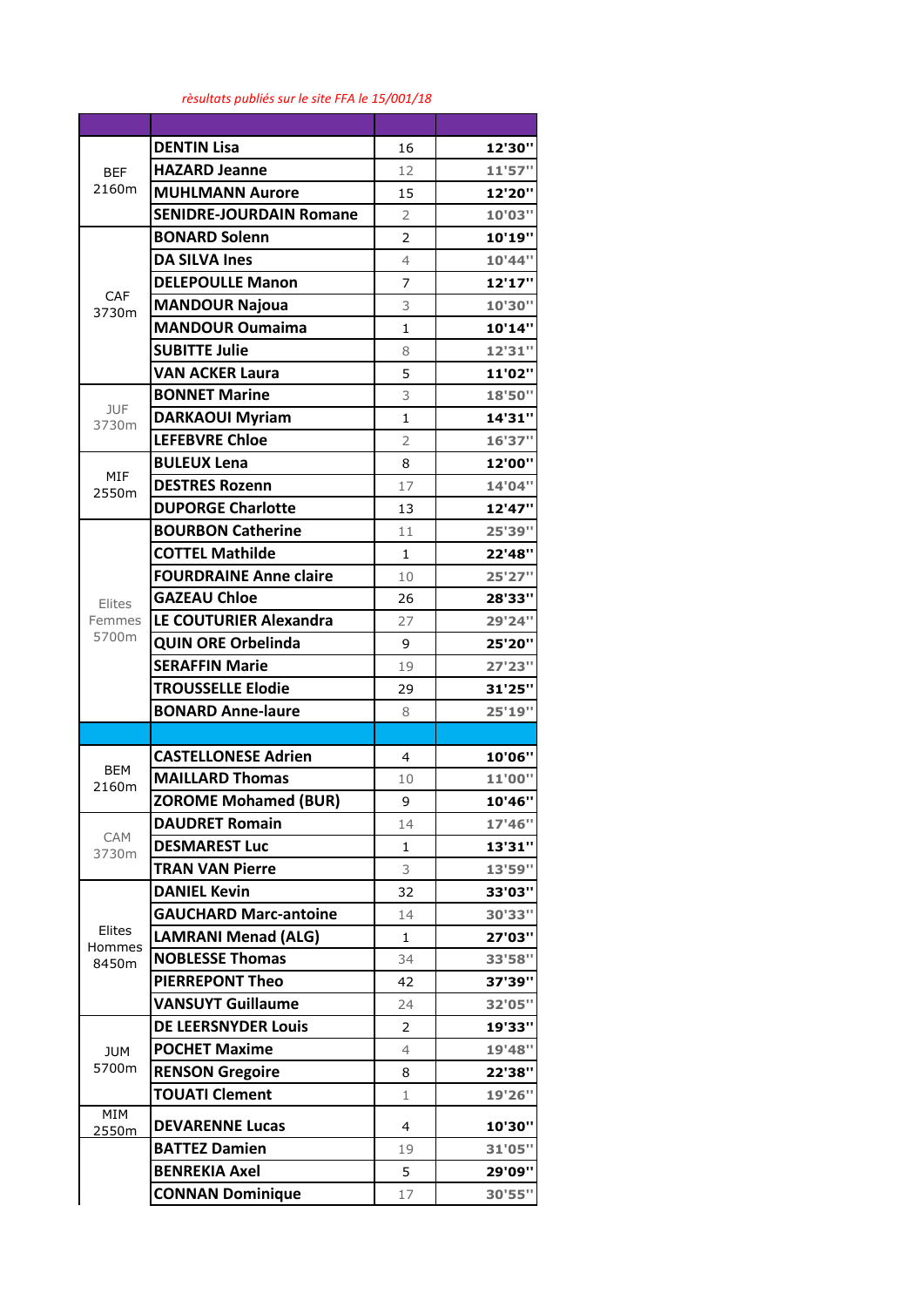*rèsultats publiés sur le site FFA le 15/001/18*

| | | | |
|---|---|---|---|
| BEF 2160m | **DENTIN Lisa** | 16 | **12'30''** |
| | **HAZARD Jeanne** | 12 | **11'57''** |
| | **MUHLMANN Aurore** | 15 | **12'20''** |
| | **SENIDRE-JOURDAIN Romane** | 2 | **10'03''** |
| CAF 3730m | **BONARD Solenn** | 2 | **10'19''** |
| | **DA SILVA Ines** | 4 | **10'44''** |
| | **DELEPOULLE Manon** | 7 | **12'17''** |
| | **MANDOUR Najoua** | 3 | **10'30''** |
| | **MANDOUR Oumaima** | 1 | **10'14''** |
| | **SUBITTE Julie** | 8 | **12'31''** |
| | **VAN ACKER Laura** | 5 | **11'02''** |
| JUF 3730m | **BONNET Marine** | 3 | **18'50''** |
| | **DARKAOUI Myriam** | 1 | **14'31''** |
| | **LEFEBVRE Chloe** | 2 | **16'37''** |
| MIF 2550m | **BULEUX Lena** | 8 | **12'00''** |
| | **DESTRES Rozenn** | 17 | **14'04''** |
| | **DUPORGE Charlotte** | 13 | **12'47''** |
| Elites Femmes 5700m | **BOURBON Catherine** | 11 | **25'39''** |
| | **COTTEL Mathilde** | 1 | **22'48''** |
| | **FOURDRAINE Anne claire** | 10 | **25'27''** |
| | **GAZEAU Chloe** | 26 | **28'33''** |
| | **LE COUTURIER Alexandra** | 27 | **29'24''** |
| | **QUIN ORE Orbelinda** | 9 | **25'20''** |
| | **SERAFFIN Marie** | 19 | **27'23''** |
| | **TROUSSELLE Elodie** | 29 | **31'25''** |
| | **BONARD Anne-laure** | 8 | **25'19''** |
| | | | |
| BEM 2160m | **CASTELLONESE Adrien** | 4 | **10'06''** |
| | **MAILLARD Thomas** | 10 | **11'00''** |
| | **ZOROME Mohamed (BUR)** | 9 | **10'46''** |
| CAM 3730m | **DAUDRET Romain** | 14 | **17'46''** |
| | **DESMAREST Luc** | 1 | **13'31''** |
| | **TRAN VAN Pierre** | 3 | **13'59''** |
| Elites Hommes 8450m | **DANIEL Kevin** | 32 | **33'03''** |
| | **GAUCHARD Marc-antoine** | 14 | **30'33''** |
| | **LAMRANI Menad (ALG)** | 1 | **27'03''** |
| | **NOBLESSE Thomas** | 34 | **33'58''** |
| | **PIERREPONT Theo** | 42 | **37'39''** |
| | **VANSUYT Guillaume** | 24 | **32'05''** |
| JUM 5700m | **DE LEERSNYDER Louis** | 2 | **19'33''** |
| | **POCHET Maxime** | 4 | **19'48''** |
| | **RENSON Gregoire** | 8 | **22'38''** |
| | **TOUATI Clement** | 1 | **19'26''** |
| MIM 2550m | **DEVARENNE Lucas** | 4 | **10'30''** |
| | **BATTEZ Damien** | 19 | **31'05''** |
| | **BENREKIA Axel** | 5 | **29'09''** |
| | **CONNAN Dominique** | 17 | **30'55''** |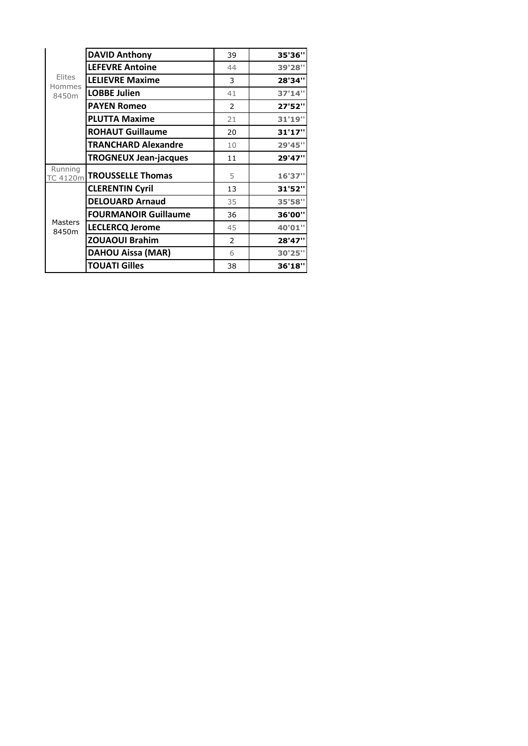| | | | |
|---|---|---|---|
| Elites Hommes 8450m | **DAVID Anthony** | 39 | **35'36''** |
| | **LEFEVRE Antoine** | 44 | **39'28''** |
| | **LELIEVRE Maxime** | 3 | **28'34''** |
| | **LOBBE Julien** | 41 | **37'14''** |
| | **PAYEN Romeo** | 2 | **27'52''** |
| | **PLUTTA Maxime** | 21 | **31'19''** |
| | **ROHAUT Guillaume** | 20 | **31'17''** |
| | **TRANCHARD Alexandre** | 10 | **29'45''** |
| | **TROGNEUX Jean-jacques** | 11 | **29'47''** |
| Running TC 4120m | **TROUSSELLE Thomas** | 5 | **16'37''** |
| Masters 8450m | **CLERENTIN Cyril** | 13 | **31'52''** |
| | **DELOUARD Arnaud** | 35 | **35'58''** |
| | **FOURMANOIR Guillaume** | 36 | **36'00''** |
| | **LECLERCQ Jerome** | 45 | **40'01''** |
| | **ZOUAOUI Brahim** | 2 | **28'47''** |
| | **DAHOU Aissa (MAR)** | 6 | **30'25''** |
| | **TOUATI Gilles** | 38 | **36'18''** |